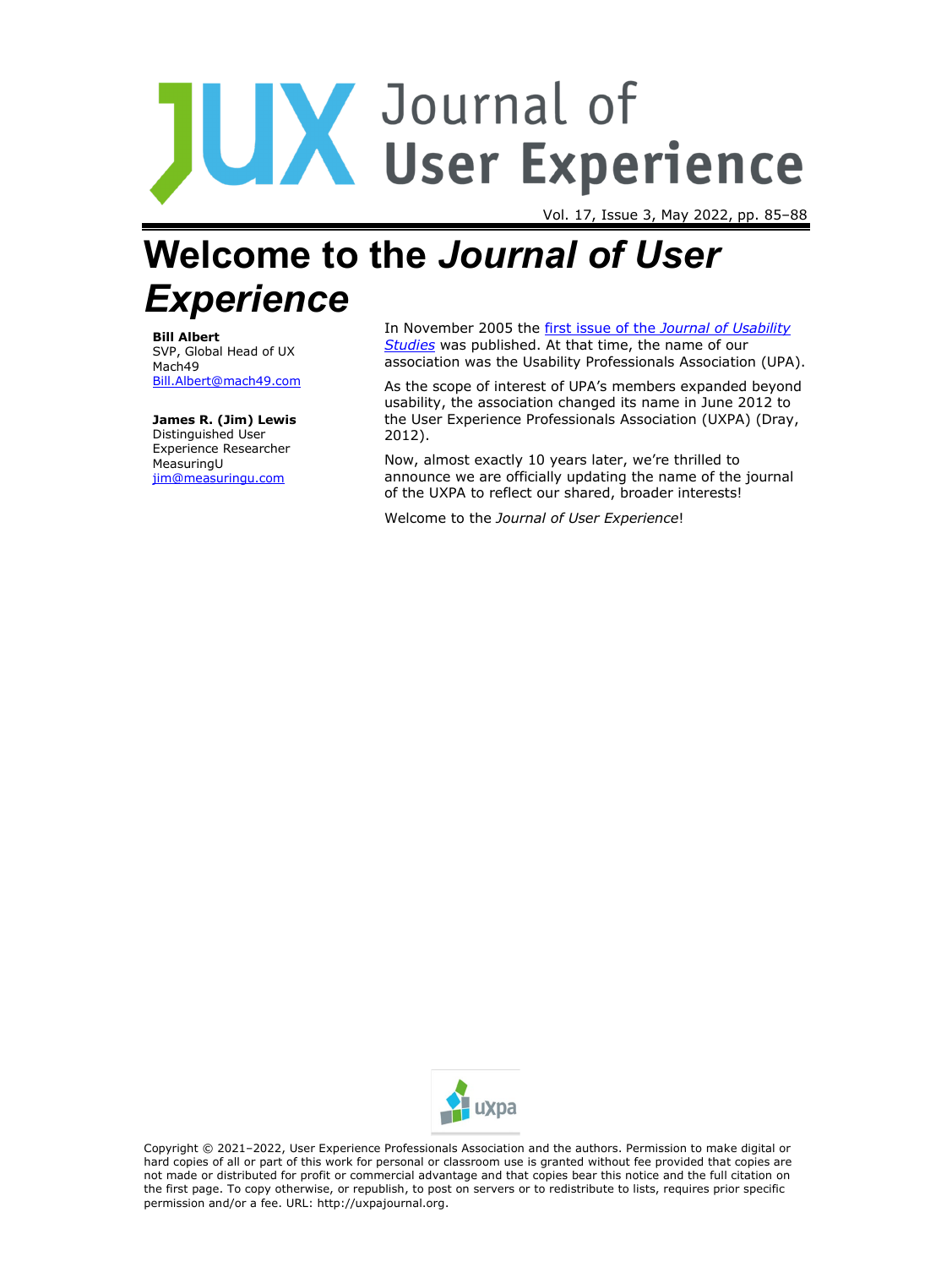# Welcome to the *Journal of User Experience*

**Bill Albert**
SVP, Global Head of UX
Mach49
Bill.Albert@mach49.com

**James R. (Jim) Lewis**
Distinguished User Experience Researcher
MeasuringU
jim@measuringu.com

In November 2005 the [first issue of the *Journal of Usability Studies*]() was published. At that time, the name of our association was the Usability Professionals Association (UPA).

As the scope of interest of UPA's members expanded beyond usability, the association changed its name in June 2012 to the User Experience Professionals Association (UXPA) (Dray, 2012).

Now, almost exactly 10 years later, we're thrilled to announce we are officially updating the name of the journal of the UXPA to reflect our shared, broader interests!

Welcome to the *Journal of User Experience*!

Copyright © 2021–2022, User Experience Professionals Association and the authors. Permission to make digital or hard copies of all or part of this work for personal or classroom use is granted without fee provided that copies are not made or distributed for profit or commercial advantage and that copies bear this notice and the full citation on the first page. To copy otherwise, or republish, to post on servers or to redistribute to lists, requires prior specific permission and/or a fee. URL: http://uxpajournal.org.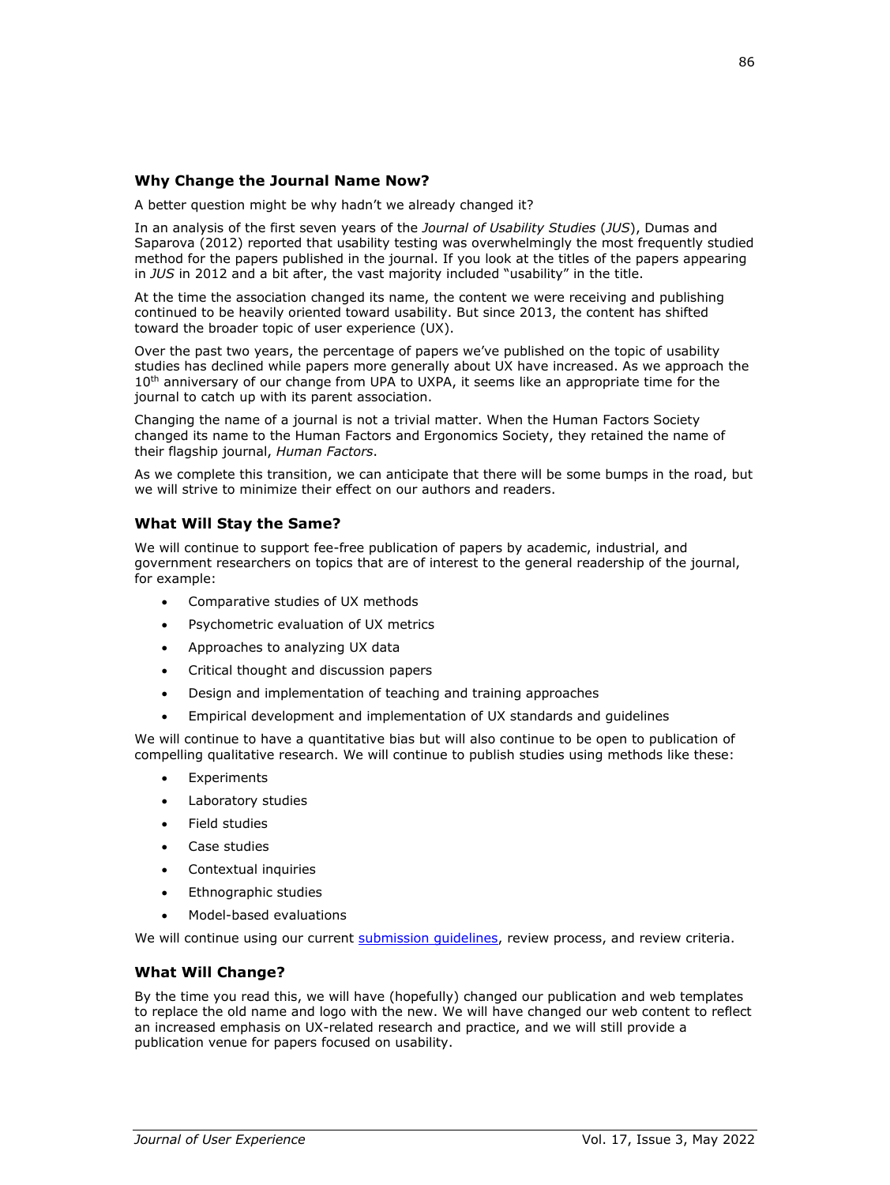### Why Change the Journal Name Now?

A better question might be why hadn't we already changed it?

In an analysis of the first seven years of the *Journal of Usability Studies* (*JUS*), Dumas and Saparova (2012) reported that usability testing was overwhelmingly the most frequently studied method for the papers published in the journal. If you look at the titles of the papers appearing in *JUS* in 2012 and a bit after, the vast majority included "usability" in the title.

At the time the association changed its name, the content we were receiving and publishing continued to be heavily oriented toward usability. But since 2013, the content has shifted toward the broader topic of user experience (UX).

Over the past two years, the percentage of papers we've published on the topic of usability studies has declined while papers more generally about UX have increased. As we approach the 10th anniversary of our change from UPA to UXPA, it seems like an appropriate time for the journal to catch up with its parent association.

Changing the name of a journal is not a trivial matter. When the Human Factors Society changed its name to the Human Factors and Ergonomics Society, they retained the name of their flagship journal, *Human Factors*.

As we complete this transition, we can anticipate that there will be some bumps in the road, but we will strive to minimize their effect on our authors and readers.

### What Will Stay the Same?

We will continue to support fee-free publication of papers by academic, industrial, and government researchers on topics that are of interest to the general readership of the journal, for example:

- Comparative studies of UX methods
- Psychometric evaluation of UX metrics
- Approaches to analyzing UX data
- Critical thought and discussion papers
- Design and implementation of teaching and training approaches
- Empirical development and implementation of UX standards and guidelines

We will continue to have a quantitative bias but will also continue to be open to publication of compelling qualitative research. We will continue to publish studies using methods like these:

- Experiments
- Laboratory studies
- Field studies
- Case studies
- Contextual inquiries
- Ethnographic studies
- Model-based evaluations

We will continue using our current submission guidelines, review process, and review criteria.

### What Will Change?

By the time you read this, we will have (hopefully) changed our publication and web templates to replace the old name and logo with the new. We will have changed our web content to reflect an increased emphasis on UX-related research and practice, and we will still provide a publication venue for papers focused on usability.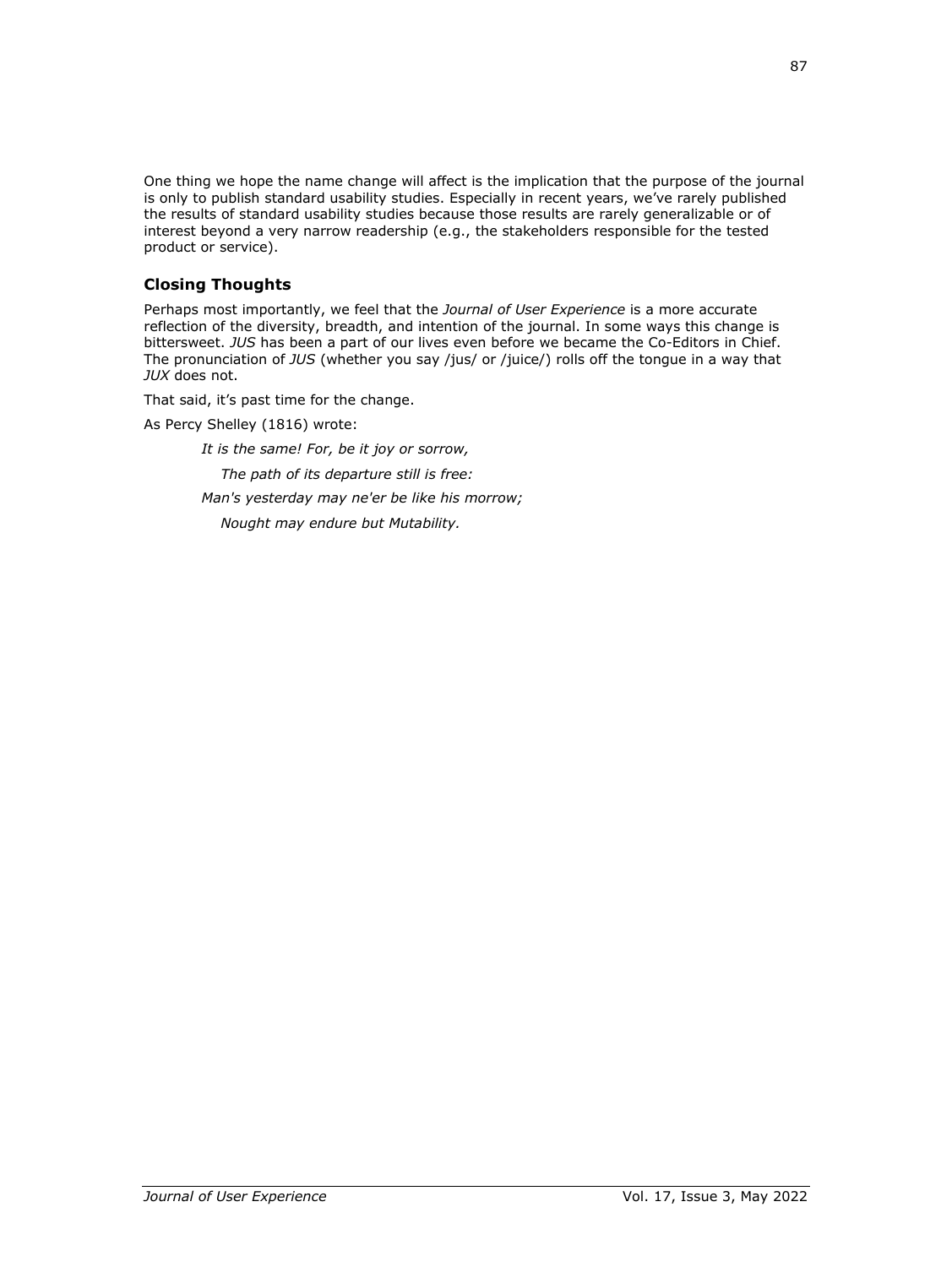One thing we hope the name change will affect is the implication that the purpose of the journal is only to publish standard usability studies. Especially in recent years, we've rarely published the results of standard usability studies because those results are rarely generalizable or of interest beyond a very narrow readership (e.g., the stakeholders responsible for the tested product or service).

## Closing Thoughts

Perhaps most importantly, we feel that the *Journal of User Experience* is a more accurate reflection of the diversity, breadth, and intention of the journal. In some ways this change is bittersweet. *JUS* has been a part of our lives even before we became the Co-Editors in Chief. The pronunciation of *JUS* (whether you say /jus/ or /juice/) rolls off the tongue in a way that *JUX* does not.

That said, it's past time for the change.

As Percy Shelley (1816) wrote:

> *It is the same! For, be it joy or sorrow,*
>
> *The path of its departure still is free:*
>
> *Man's yesterday may ne'er be like his morrow;*
>
> *Nought may endure but Mutability.*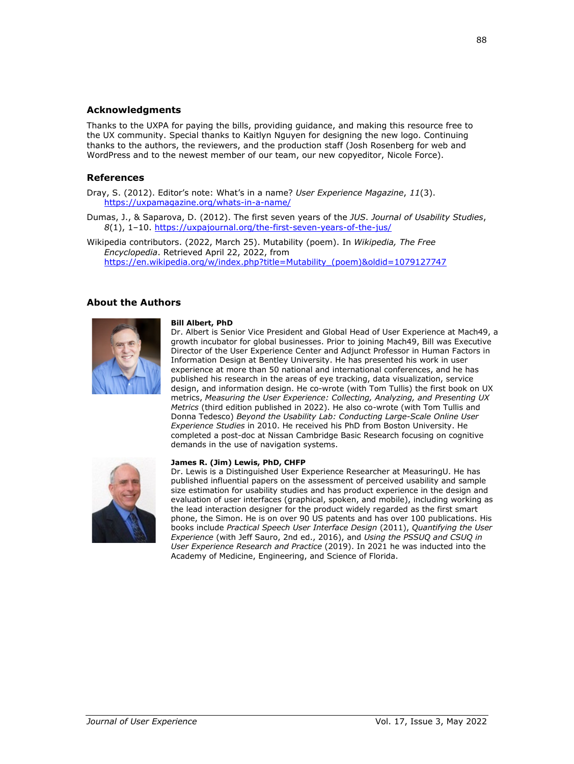## Acknowledgments

Thanks to the UXPA for paying the bills, providing guidance, and making this resource free to the UX community. Special thanks to Kaitlyn Nguyen for designing the new logo. Continuing thanks to the authors, the reviewers, and the production staff (Josh Rosenberg for web and WordPress and to the newest member of our team, our new copyeditor, Nicole Force).

## References

Dray, S. (2012). Editor's note: What's in a name? *User Experience Magazine*, *11*(3). https://uxpamagazine.org/whats-in-a-name/

Dumas, J., & Saparova, D. (2012). The first seven years of the *JUS*. *Journal of Usability Studies*, *8*(1), 1–10. https://uxpajournal.org/the-first-seven-years-of-the-jus/

Wikipedia contributors. (2022, March 25). Mutability (poem). In *Wikipedia, The Free Encyclopedia*. Retrieved April 22, 2022, from https://en.wikipedia.org/w/index.php?title=Mutability_(poem)&oldid=1079127747

## About the Authors

**Bill Albert, PhD**
Dr. Albert is Senior Vice President and Global Head of User Experience at Mach49, a growth incubator for global businesses. Prior to joining Mach49, Bill was Executive Director of the User Experience Center and Adjunct Professor in Human Factors in Information Design at Bentley University. He has presented his work in user experience at more than 50 national and international conferences, and he has published his research in the areas of eye tracking, data visualization, service design, and information design. He co-wrote (with Tom Tullis) the first book on UX metrics, *Measuring the User Experience: Collecting, Analyzing, and Presenting UX Metrics* (third edition published in 2022). He also co-wrote (with Tom Tullis and Donna Tedesco) *Beyond the Usability Lab: Conducting Large-Scale Online User Experience Studies* in 2010. He received his PhD from Boston University. He completed a post-doc at Nissan Cambridge Basic Research focusing on cognitive demands in the use of navigation systems.

**James R. (Jim) Lewis, PhD, CHFP**
Dr. Lewis is a Distinguished User Experience Researcher at MeasuringU. He has published influential papers on the assessment of perceived usability and sample size estimation for usability studies and has product experience in the design and evaluation of user interfaces (graphical, spoken, and mobile), including working as the lead interaction designer for the product widely regarded as the first smart phone, the Simon. He is on over 90 US patents and has over 100 publications. His books include *Practical Speech User Interface Design* (2011), *Quantifying the User Experience* (with Jeff Sauro, 2nd ed., 2016), and *Using the PSSUQ and CSUQ in User Experience Research and Practice* (2019). In 2021 he was inducted into the Academy of Medicine, Engineering, and Science of Florida.